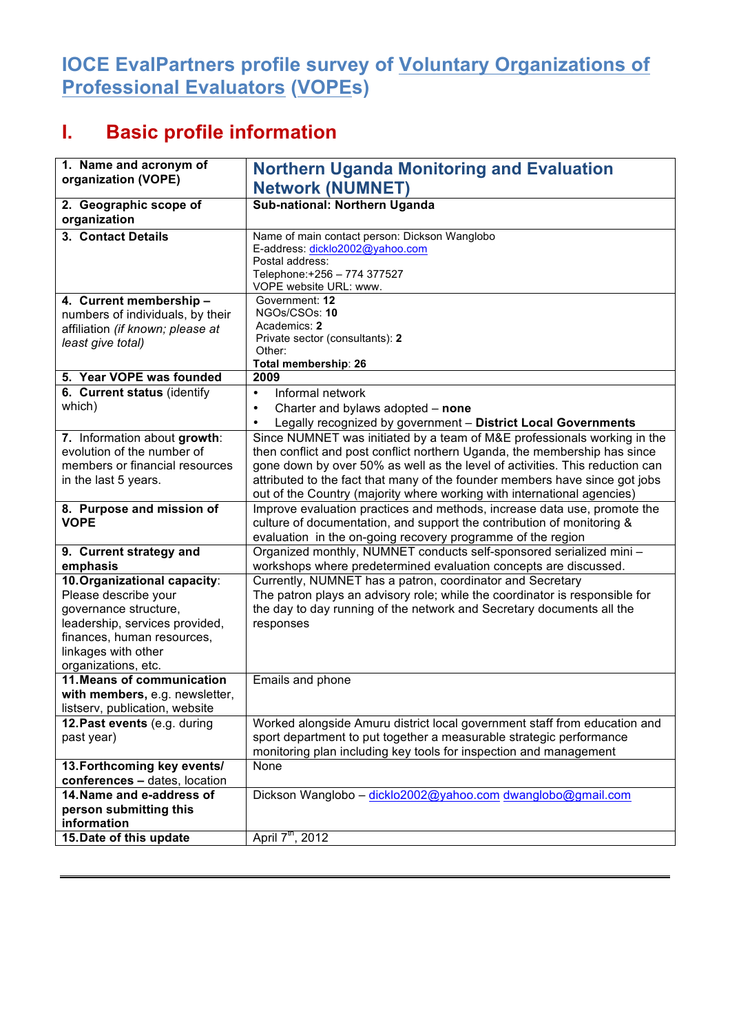# IOCE EvalPartners profile survey of Voluntary Organizations of Professional Evaluators (VOPEs)

## I. Basic profile information

| | |
|---|---|
| **1. Name and acronym of organization (VOPE)** | **Northern Uganda Monitoring and Evaluation Network (NUMNET)** |
| **2. Geographic scope of organization** | **Sub-national: Northern Uganda** |
| **3. Contact Details** | Name of main contact person: Dickson Wanglobo<br>E-address: dicklo2002@yahoo.com<br>Postal address:<br>Telephone:+256 – 774 377527<br>VOPE website URL: www. |
| **4. Current membership –** numbers of individuals, by their affiliation *(if known; please at least give total)* | Government: **12**<br>NGOs/CSOs: **10**<br>Academics: **2**<br>Private sector (consultants): **2**<br>Other:<br>**Total membership**: **26** |
| **5. Year VOPE was founded** | **2009** |
| **6. Current status** (identify which) | • Informal network<br>• Charter and bylaws adopted – **none**<br>• Legally recognized by government – **District Local Governments** |
| **7.** Information about **growth**: evolution of the number of members or financial resources in the last 5 years. | Since NUMNET was initiated by a team of M&E professionals working in the then conflict and post conflict northern Uganda, the membership has since gone down by over 50% as well as the level of activities. This reduction can attributed to the fact that many of the founder members have since got jobs out of the Country (majority where working with international agencies) |
| **8. Purpose and mission of VOPE** | Improve evaluation practices and methods, increase data use, promote the culture of documentation, and support the contribution of monitoring & evaluation in the on-going recovery programme of the region |
| **9. Current strategy and emphasis** | Organized monthly, NUMNET conducts self-sponsored serialized mini – workshops where predetermined evaluation concepts are discussed. |
| **10. Organizational capacity**: Please describe your governance structure, leadership, services provided, finances, human resources, linkages with other organizations, etc. | Currently, NUMNET has a patron, coordinator and Secretary<br>The patron plays an advisory role; while the coordinator is responsible for the day to day running of the network and Secretary documents all the responses |
| **11. Means of communication with members,** e.g. newsletter, listserv, publication, website | Emails and phone |
| **12. Past events** (e.g. during past year) | Worked alongside Amuru district local government staff from education and sport department to put together a measurable strategic performance monitoring plan including key tools for inspection and management |
| **13. Forthcoming key events/ conferences –** dates, location | None |
| **14. Name and e-address of person submitting this information** | Dickson Wanglobo – dicklo2002@yahoo.com dwanglobo@gmail.com |
| **15. Date of this update** | April 7th, 2012 |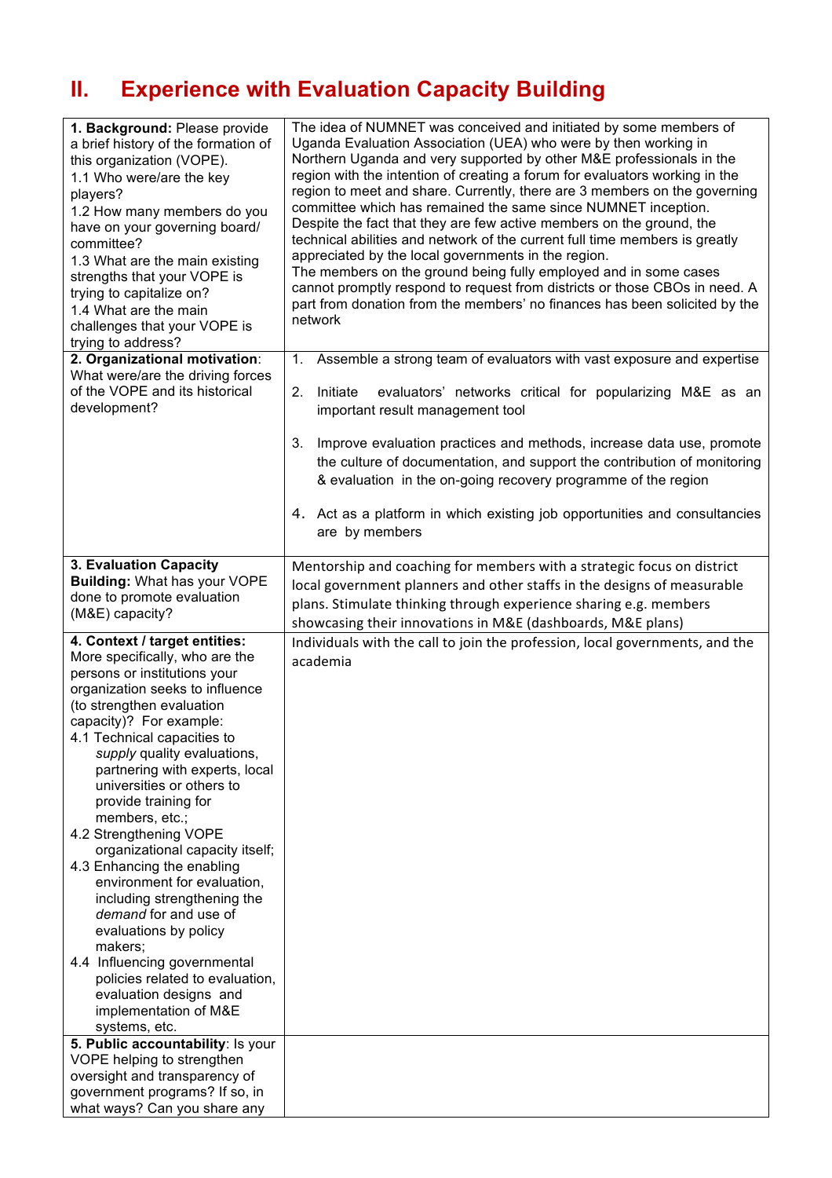## II. Experience with Evaluation Capacity Building

| | |
|---|---|
| **1. Background:** Please provide a brief history of the formation of this organization (VOPE).<br>1.1 Who were/are the key players?<br>1.2 How many members do you have on your governing board/ committee?<br>1.3 What are the main existing strengths that your VOPE is trying to capitalize on?<br>1.4 What are the main challenges that your VOPE is trying to address? | The idea of NUMNET was conceived and initiated by some members of Uganda Evaluation Association (UEA) who were by then working in Northern Uganda and very supported by other M&E professionals in the region with the intention of creating a forum for evaluators working in the region to meet and share. Currently, there are 3 members on the governing committee which has remained the same since NUMNET inception. Despite the fact that they are few active members on the ground, the technical abilities and network of the current full time members is greatly appreciated by the local governments in the region.<br>The members on the ground being fully employed and in some cases cannot promptly respond to request from districts or those CBOs in need. A part from donation from the members' no finances has been solicited by the network |
| **2. Organizational motivation**: What were/are the driving forces of the VOPE and its historical development? | 1. Assemble a strong team of evaluators with vast exposure and expertise<br>2. Initiate evaluators' networks critical for popularizing M&E as an important result management tool<br>3. Improve evaluation practices and methods, increase data use, promote the culture of documentation, and support the contribution of monitoring & evaluation in the on-going recovery programme of the region<br>4. Act as a platform in which existing job opportunities and consultancies are by members |
| **3. Evaluation Capacity Building:** What has your VOPE done to promote evaluation (M&E) capacity? | Mentorship and coaching for members with a strategic focus on district local government planners and other staffs in the designs of measurable plans. Stimulate thinking through experience sharing e.g. members showcasing their innovations in M&E (dashboards, M&E plans) |
| **4. Context / target entities:** More specifically, who are the persons or institutions your organization seeks to influence (to strengthen evaluation capacity)? For example:<br>4.1 Technical capacities to *supply* quality evaluations, partnering with experts, local universities or others to provide training for members, etc.;<br>4.2 Strengthening VOPE organizational capacity itself;<br>4.3 Enhancing the enabling environment for evaluation, including strengthening the *demand* for and use of evaluations by policy makers;<br>4.4 Influencing governmental policies related to evaluation, evaluation designs and implementation of M&E systems, etc. | Individuals with the call to join the profession, local governments, and the academia |
| **5. Public accountability**: Is your VOPE helping to strengthen oversight and transparency of government programs? If so, in what ways? Can you share any | |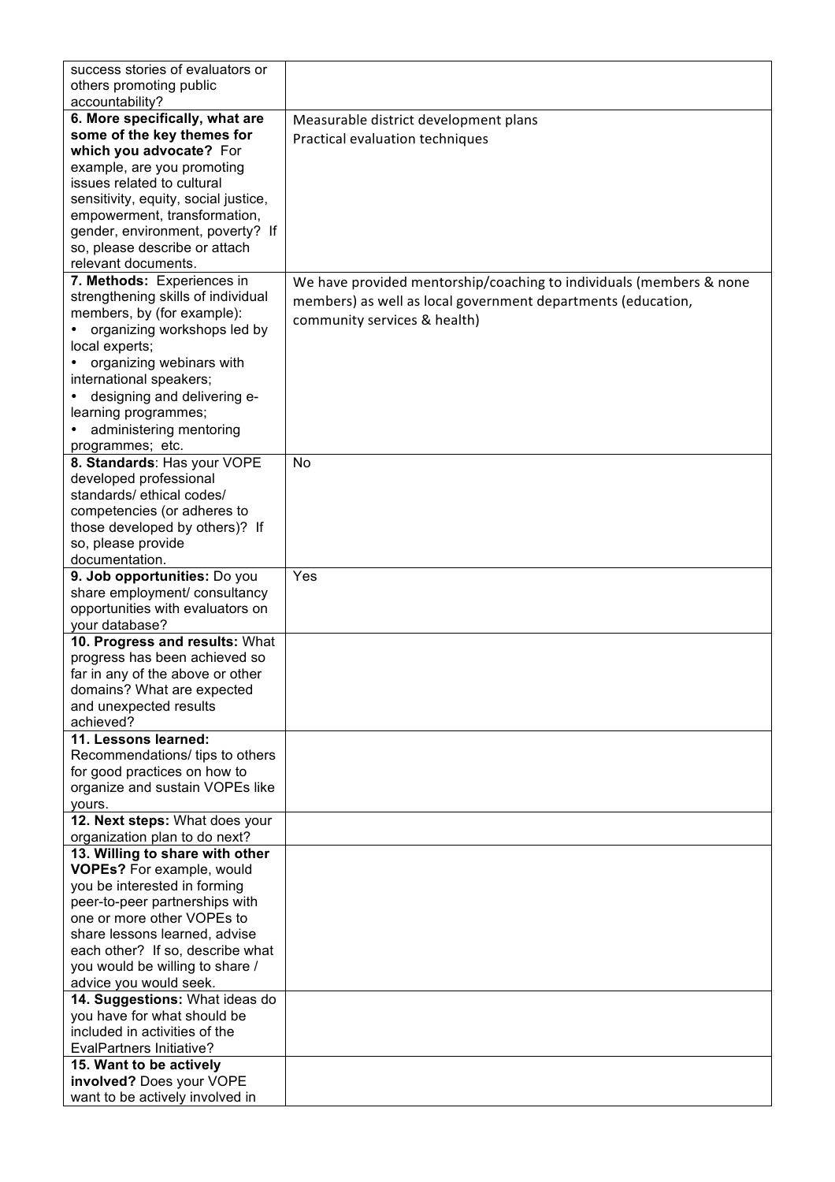| | |
|---|---|
| success stories of evaluators or others promoting public accountability? | |
| **6. More specifically, what are some of the key themes for which you advocate?** For example, are you promoting issues related to cultural sensitivity, equity, social justice, empowerment, transformation, gender, environment, poverty? If so, please describe or attach relevant documents. | Measurable district development plans<br>Practical evaluation techniques |
| **7. Methods:** Experiences in strengthening skills of individual members, by (for example):<br>• organizing workshops led by local experts;<br>• organizing webinars with international speakers;<br>• designing and delivering e-learning programmes;<br>• administering mentoring programmes; etc. | We have provided mentorship/coaching to individuals (members & none members) as well as local government departments (education, community services & health) |
| **8. Standards**: Has your VOPE developed professional standards/ ethical codes/ competencies (or adheres to those developed by others)? If so, please provide documentation. | No |
| **9. Job opportunities:** Do you share employment/ consultancy opportunities with evaluators on your database? | Yes |
| **10. Progress and results:** What progress has been achieved so far in any of the above or other domains? What are expected and unexpected results achieved? | |
| **11. Lessons learned:** Recommendations/ tips to others for good practices on how to organize and sustain VOPEs like yours. | |
| **12. Next steps:** What does your organization plan to do next? | |
| **13. Willing to share with other VOPEs?** For example, would you be interested in forming peer-to-peer partnerships with one or more other VOPEs to share lessons learned, advise each other? If so, describe what you would be willing to share / advice you would seek. | |
| **14. Suggestions:** What ideas do you have for what should be included in activities of the EvalPartners Initiative? | |
| **15. Want to be actively involved?** Does your VOPE want to be actively involved in | |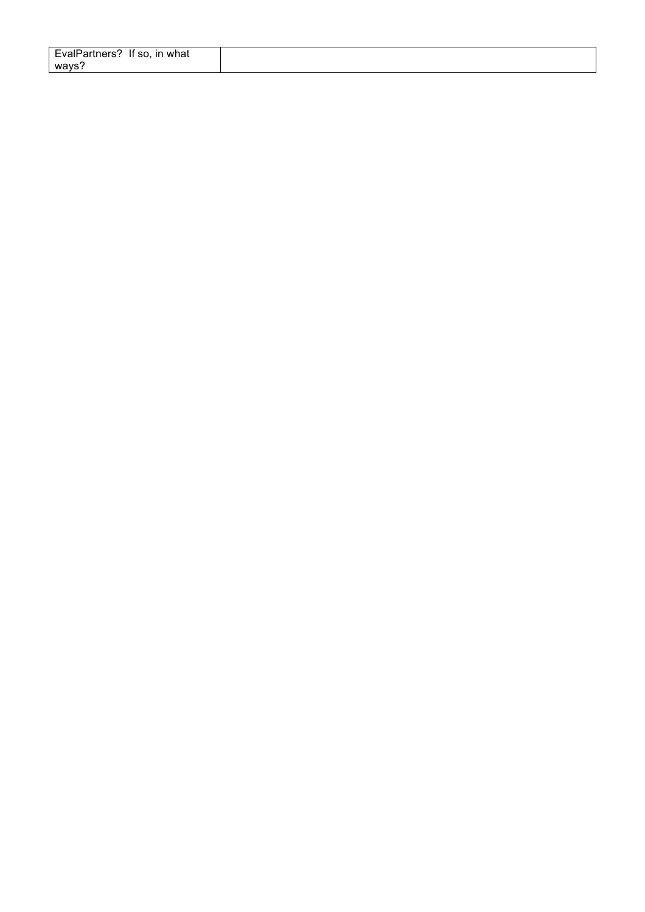| | |
|---|---|
| EvalPartners? If so, in what ways? | |